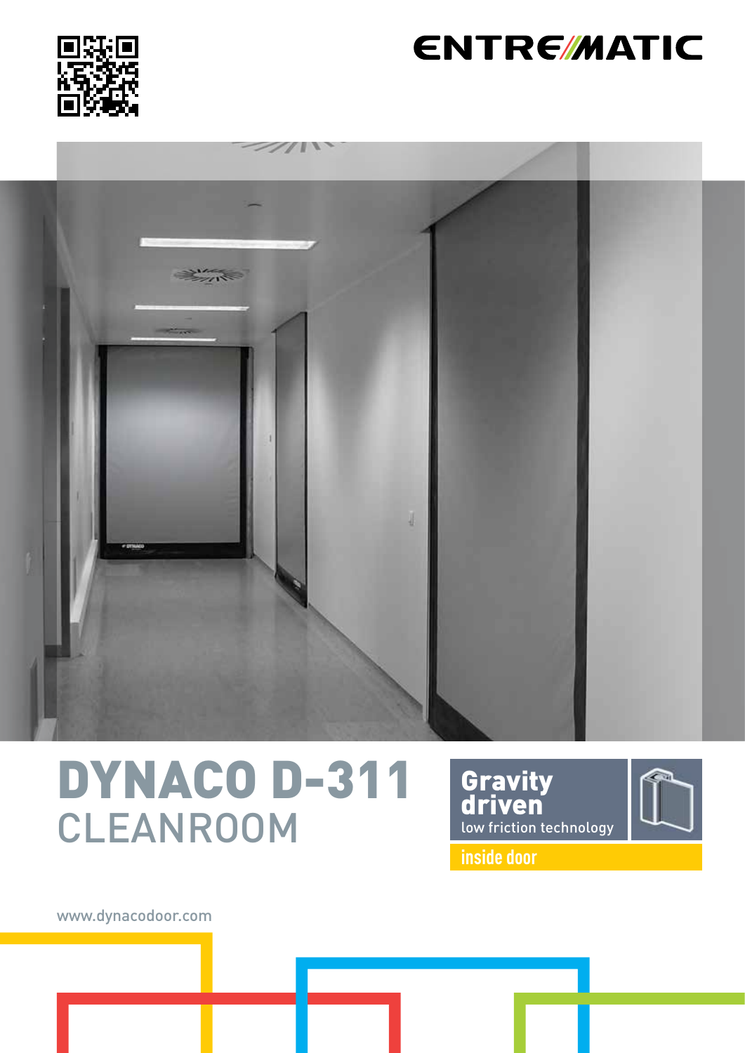ENTREMATIC

# DYNACO D-311
## CLEANROOM

**Gravity driven**
low friction technology

inside door

www.dynacodoor.com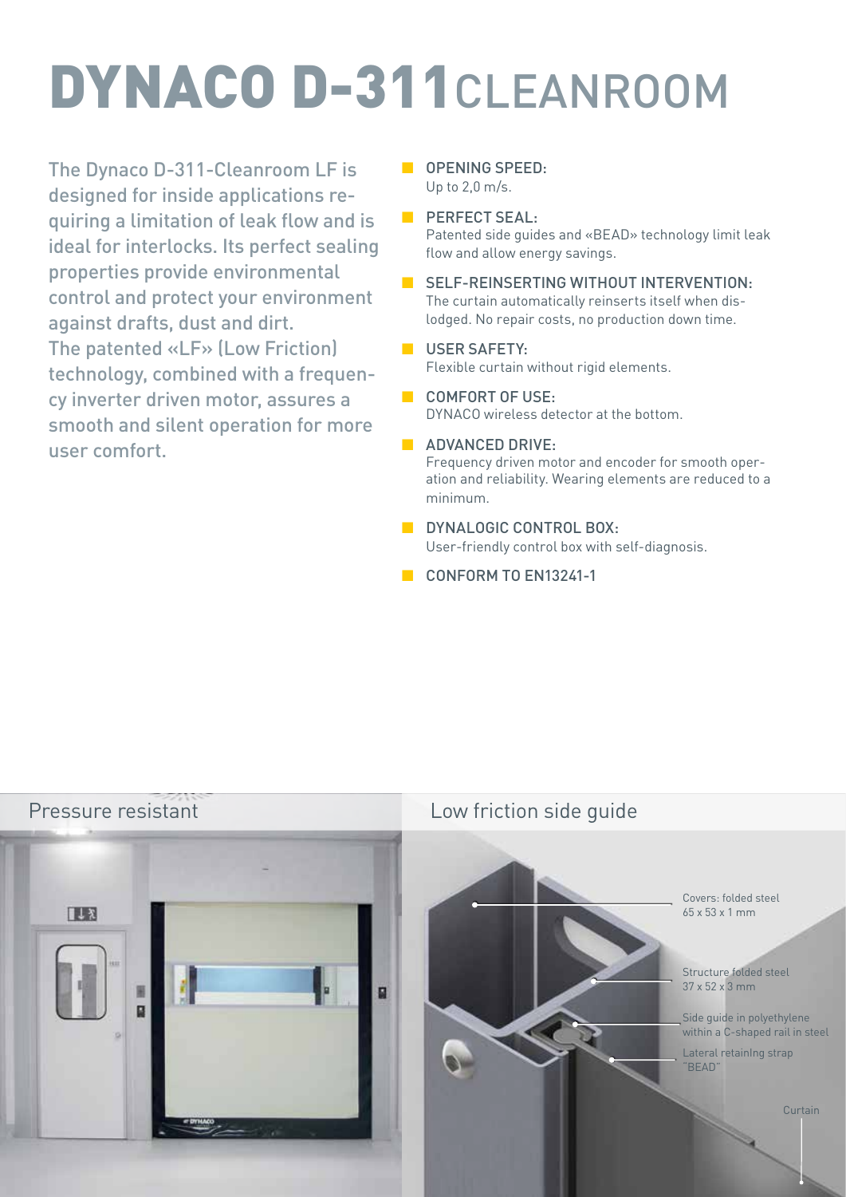# DYNACO D-311 CLEANROOM

The Dynaco D-311-Cleanroom LF is designed for inside applications requiring a limitation of leak flow and is ideal for interlocks. Its perfect sealing properties provide environmental control and protect your environment against drafts, dust and dirt.
The patented «LF» (Low Friction) technology, combined with a frequency inverter driven motor, assures a smooth and silent operation for more user comfort.

- **OPENING SPEED:**
  Up to 2,0 m/s.
- **PERFECT SEAL:**
  Patented side guides and «BEAD» technology limit leak flow and allow energy savings.
- **SELF-REINSERTING WITHOUT INTERVENTION:**
  The curtain automatically reinserts itself when dislodged. No repair costs, no production down time.
- **USER SAFETY:**
  Flexible curtain without rigid elements.
- **COMFORT OF USE:**
  DYNACO wireless detector at the bottom.
- **ADVANCED DRIVE:**
  Frequency driven motor and encoder for smooth operation and reliability. Wearing elements are reduced to a minimum.
- **DYNALOGIC CONTROL BOX:**
  User-friendly control box with self-diagnosis.
- **CONFORM TO EN13241-1**

## Pressure resistant

## Low friction side guide

Covers: folded steel 65 x 53 x 1 mm

Structure folded steel 37 x 52 x 3 mm

Side guide in polyethylene within a C-shaped rail in steel

Lateral retaining strap "BEAD"

Curtain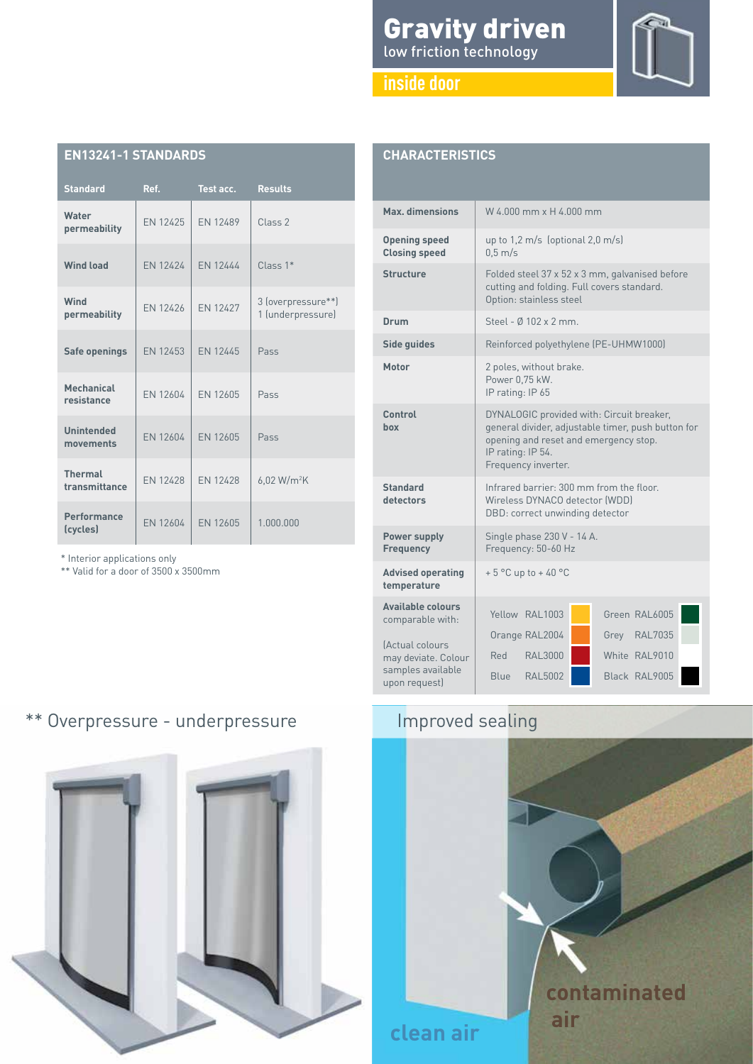# Gravity driven

low friction technology

**inside door**

## EN13241-1 STANDARDS

| Standard | Ref. | Test acc. | Results |
|---|---|---|---|
| **Water permeability** | EN 12425 | EN 12489 | Class 2 |
| **Wind load** | EN 12424 | EN 12444 | Class 1* |
| **Wind permeability** | EN 12426 | EN 12427 | 3 (overpressure**) 1 (underpressure) |
| **Safe openings** | EN 12453 | EN 12445 | Pass |
| **Mechanical resistance** | EN 12604 | EN 12605 | Pass |
| **Unintended movements** | EN 12604 | EN 12605 | Pass |
| **Thermal transmittance** | EN 12428 | EN 12428 | 6,02 W/m²K |
| **Performance (cycles)** | EN 12604 | EN 12605 | 1.000.000 |

\* Interior applications only
** Valid for a door of 3500 x 3500mm

## CHARACTERISTICS

| | |
|---|---|
| **Max. dimensions** | W 4.000 mm x H 4.000 mm |
| **Opening speed** **Closing speed** | up to 1,2 m/s (optional 2,0 m/s) 0,5 m/s |
| **Structure** | Folded steel 37 x 52 x 3 mm, galvanised before cutting and folding. Full covers standard. Option: stainless steel |
| **Drum** | Steel - Ø 102 x 2 mm. |
| **Side guides** | Reinforced polyethylene (PE-UHMW1000) |
| **Motor** | 2 poles, without brake. Power 0,75 kW. IP rating: IP 65 |
| **Control box** | DYNALOGIC provided with: Circuit breaker, general divider, adjustable timer, push button for opening and reset and emergency stop. IP rating: IP 54. Frequency inverter. |
| **Standard detectors** | Infrared barrier: 300 mm from the floor. Wireless DYNACO detector (WDD) DBD: correct unwinding detector |
| **Power supply** **Frequency** | Single phase 230 V - 14 A. Frequency: 50-60 Hz |
| **Advised operating temperature** | + 5 °C up to + 40 °C |
| **Available colours** comparable with: (Actual colours may deviate. Colour samples available upon request) | Yellow RAL1003, Orange RAL2004, Red RAL3000, Blue RAL5002, Green RAL6005, Grey RAL7035, White RAL9010, Black RAL9005 |

## ** Overpressure - underpressure

## Improved sealing

clean air

contaminated air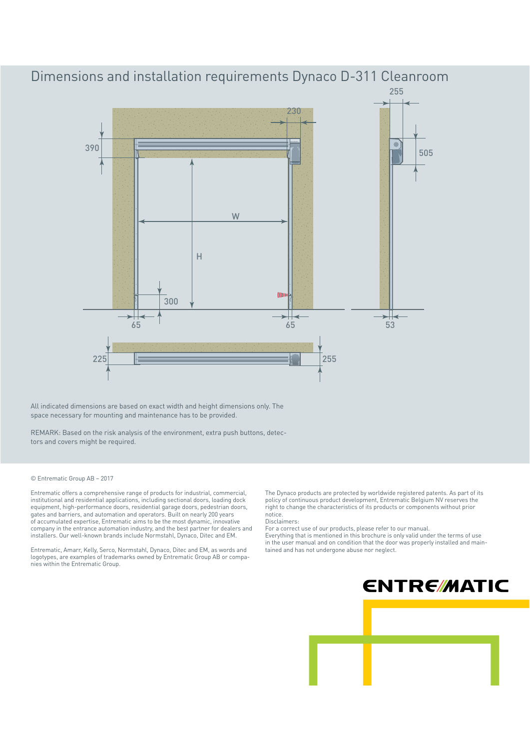# Dimensions and installation requirements Dynaco D-311 Cleanroom

255

230

390

505

W

H

300

65

65

53

225

255

All indicated dimensions are based on exact width and height dimensions only. The space necessary for mounting and maintenance has to be provided.

REMARK: Based on the risk analysis of the environment, extra push buttons, detectors and covers might be required.

© Entrematic Group AB – 2017

Entrematic offers a comprehensive range of products for industrial, commercial, institutional and residential applications, including sectional doors, loading dock equipment, high-performance doors, residential garage doors, pedestrian doors, gates and barriers, and automation and operators. Built on nearly 200 years of accumulated expertise, Entrematic aims to be the most dynamic, innovative company in the entrance automation industry, and the best partner for dealers and installers. Our well-known brands include Normstahl, Dynaco, Ditec and EM.

Entrematic, Amarr, Kelly, Serco, Normstahl, Dynaco, Ditec and EM, as words and logotypes, are examples of trademarks owned by Entrematic Group AB or companies within the Entrematic Group.

The Dynaco products are protected by worldwide registered patents. As part of its policy of continuous product development, Entrematic Belgium NV reserves the right to change the characteristics of its products or components without prior notice.
Disclaimers:
For a correct use of our products, please refer to our manual.
Everything that is mentioned in this brochure is only valid under the terms of use in the user manual and on condition that the door was properly installed and maintained and has not undergone abuse nor neglect.

ENTREMATIC